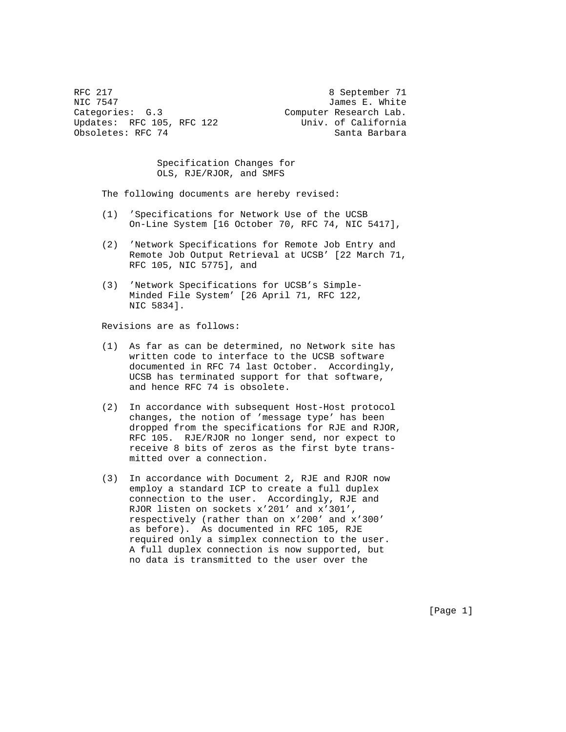RFC 217 — 8 September 71
NIC 7547 — James E. White
Categories: G.3 — Computer Research Lab.
Updates: RFC 105, RFC 122 — Univ. of California
Obsoletes: RFC 74 — Santa Barbara

# Specification Changes for OLS, RJE/RJOR, and SMFS

The following documents are hereby revised:

(1) 'Specifications for Network Use of the UCSB On-Line System [16 October 70, RFC 74, NIC 5417],

(2) 'Network Specifications for Remote Job Entry and Remote Job Output Retrieval at UCSB' [22 March 71, RFC 105, NIC 5775], and

(3) 'Network Specifications for UCSB's Simple-Minded File System' [26 April 71, RFC 122, NIC 5834].

Revisions are as follows:

(1) As far as can be determined, no Network site has written code to interface to the UCSB software documented in RFC 74 last October. Accordingly, UCSB has terminated support for that software, and hence RFC 74 is obsolete.

(2) In accordance with subsequent Host-Host protocol changes, the notion of 'message type' has been dropped from the specifications for RJE and RJOR, RFC 105. RJE/RJOR no longer send, nor expect to receive 8 bits of zeros as the first byte transmitted over a connection.

(3) In accordance with Document 2, RJE and RJOR now employ a standard ICP to create a full duplex connection to the user. Accordingly, RJE and RJOR listen on sockets x'201' and x'301', respectively (rather than on x'200' and x'300' as before). As documented in RFC 105, RJE required only a simplex connection to the user. A full duplex connection is now supported, but no data is transmitted to the user over the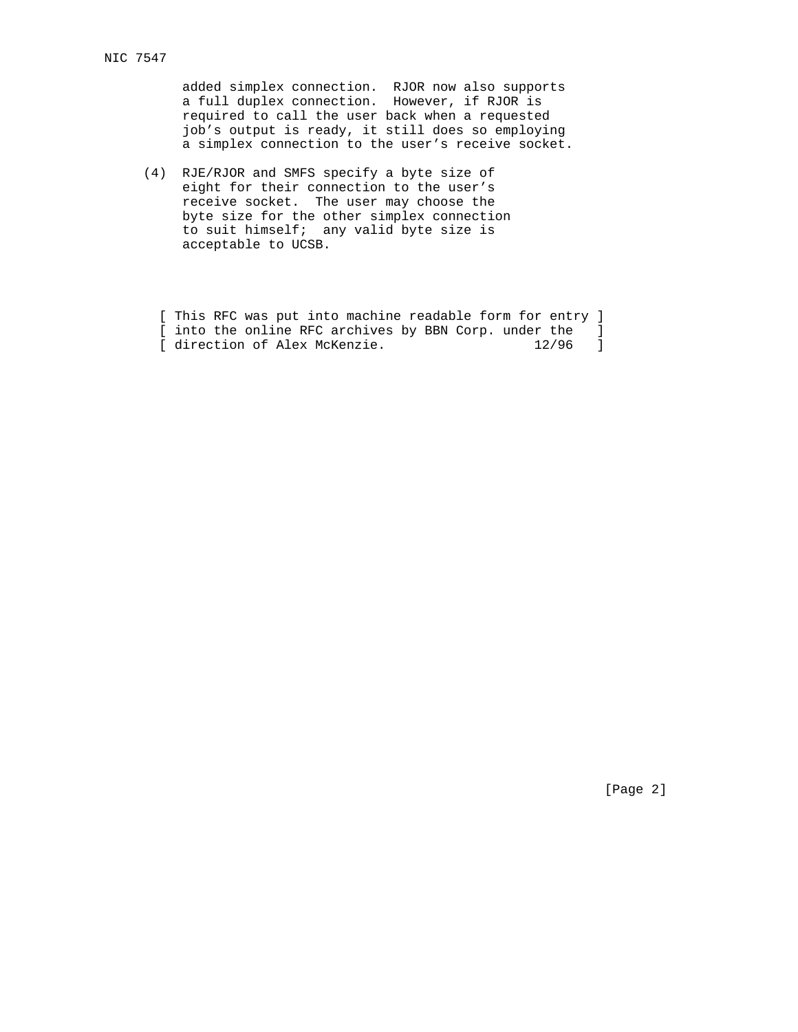added simplex connection. RJOR now also supports a full duplex connection. However, if RJOR is required to call the user back when a requested job's output is ready, it still does so employing a simplex connection to the user's receive socket.

(4) RJE/RJOR and SMFS specify a byte size of eight for their connection to the user's receive socket. The user may choose the byte size for the other simplex connection to suit himself; any valid byte size is acceptable to UCSB.

[ This RFC was put into machine readable form for entry ]
[ into the online RFC archives by BBN Corp. under the ]
[ direction of Alex McKenzie. 12/96 ]